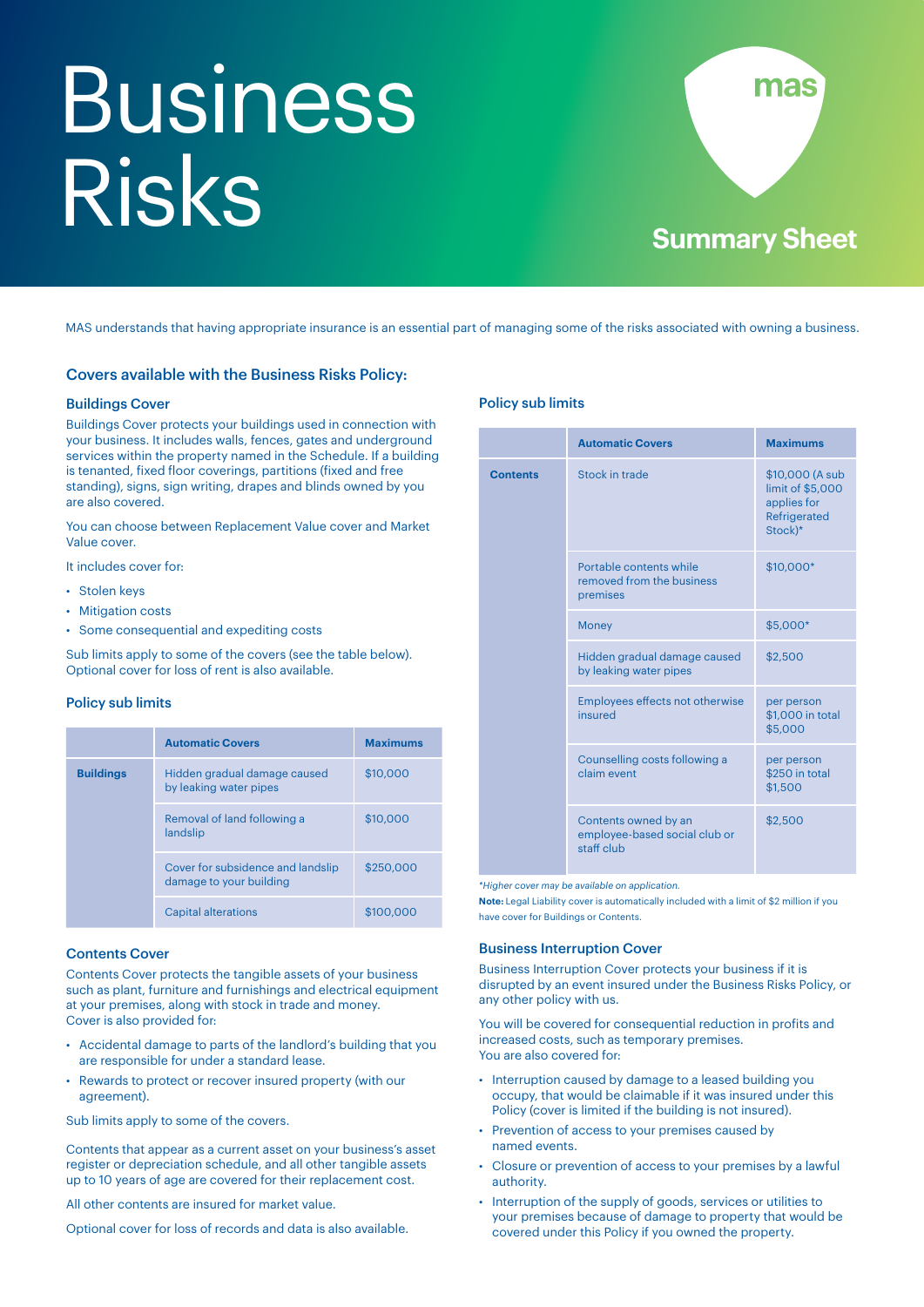# Business Risks

mas

Summary Sheet

MAS understands that having appropriate insurance is an essential part of managing some of the risks associated with owning a business.

## Covers available with the Business Risks Policy:

### Buildings Cover

Buildings Cover protects your buildings used in connection with your business. It includes walls, fences, gates and underground services within the property named in the Schedule. If a building is tenanted, fixed floor coverings, partitions (fixed and free standing), signs, sign writing, drapes and blinds owned by you are also covered.

You can choose between Replacement Value cover and Market Value cover.

It includes cover for:

- Stolen keys
- Mitigation costs
- Some consequential and expediting costs

Sub limits apply to some of the covers (see the table below). Optional cover for loss of rent is also available.

### Policy sub limits

| | Automatic Covers | Maximums |
|---|---|---|
| **Buildings** | Hidden gradual damage caused by leaking water pipes | $10,000 |
| | Removal of land following a landslip | $10,000 |
| | Cover for subsidence and landslip damage to your building | $250,000 |
| | Capital alterations | $100,000 |

### Contents Cover

Contents Cover protects the tangible assets of your business such as plant, furniture and furnishings and electrical equipment at your premises, along with stock in trade and money.
Cover is also provided for:

- Accidental damage to parts of the landlord's building that you are responsible for under a standard lease.
- Rewards to protect or recover insured property (with our agreement).

Sub limits apply to some of the covers.

Contents that appear as a current asset on your business's asset register or depreciation schedule, and all other tangible assets up to 10 years of age are covered for their replacement cost.

All other contents are insured for market value.

Optional cover for loss of records and data is also available.

### Policy sub limits

| | Automatic Covers | Maximums |
|---|---|---|
| **Contents** | Stock in trade | $10,000 (A sub limit of $5,000 applies for Refrigerated Stock)* |
| | Portable contents while removed from the business premises | $10,000* |
| | Money | $5,000* |
| | Hidden gradual damage caused by leaking water pipes | $2,500 |
| | Employees effects not otherwise insured | per person $1,000 in total $5,000 |
| | Counselling costs following a claim event | per person $250 in total $1,500 |
| | Contents owned by an employee-based social club or staff club | $2,500 |

*Higher cover may be available on application.*

**Note:** Legal Liability cover is automatically included with a limit of $2 million if you have cover for Buildings or Contents.

### Business Interruption Cover

Business Interruption Cover protects your business if it is disrupted by an event insured under the Business Risks Policy, or any other policy with us.

You will be covered for consequential reduction in profits and increased costs, such as temporary premises.
You are also covered for:

- Interruption caused by damage to a leased building you occupy, that would be claimable if it was insured under this Policy (cover is limited if the building is not insured).
- Prevention of access to your premises caused by named events.
- Closure or prevention of access to your premises by a lawful authority.
- Interruption of the supply of goods, services or utilities to your premises because of damage to property that would be covered under this Policy if you owned the property.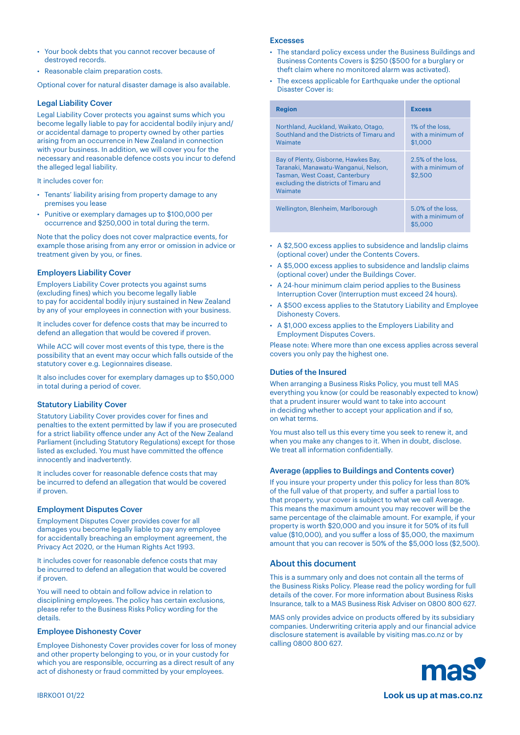- Your book debts that you cannot recover because of destroyed records.
- Reasonable claim preparation costs.

Optional cover for natural disaster damage is also available.

### Legal Liability Cover

Legal Liability Cover protects you against sums which you become legally liable to pay for accidental bodily injury and/or accidental damage to property owned by other parties arising from an occurrence in New Zealand in connection with your business. In addition, we will cover you for the necessary and reasonable defence costs you incur to defend the alleged legal liability.

It includes cover for:

- Tenants' liability arising from property damage to any premises you lease
- Punitive or exemplary damages up to $100,000 per occurrence and $250,000 in total during the term.

Note that the policy does not cover malpractice events, for example those arising from any error or omission in advice or treatment given by you, or fines.

### Employers Liability Cover

Employers Liability Cover protects you against sums (excluding fines) which you become legally liable to pay for accidental bodily injury sustained in New Zealand by any of your employees in connection with your business.

It includes cover for defence costs that may be incurred to defend an allegation that would be covered if proven.

While ACC will cover most events of this type, there is the possibility that an event may occur which falls outside of the statutory cover e.g. Legionnaires disease.

It also includes cover for exemplary damages up to $50,000 in total during a period of cover.

### Statutory Liability Cover

Statutory Liability Cover provides cover for fines and penalties to the extent permitted by law if you are prosecuted for a strict liability offence under any Act of the New Zealand Parliament (including Statutory Regulations) except for those listed as excluded. You must have committed the offence innocently and inadvertently.

It includes cover for reasonable defence costs that may be incurred to defend an allegation that would be covered if proven.

### Employment Disputes Cover

Employment Disputes Cover provides cover for all damages you become legally liable to pay any employee for accidentally breaching an employment agreement, the Privacy Act 2020, or the Human Rights Act 1993.

It includes cover for reasonable defence costs that may be incurred to defend an allegation that would be covered if proven.

You will need to obtain and follow advice in relation to disciplining employees. The policy has certain exclusions, please refer to the Business Risks Policy wording for the details.

### Employee Dishonesty Cover

Employee Dishonesty Cover provides cover for loss of money and other property belonging to you, or in your custody for which you are responsible, occurring as a direct result of any act of dishonesty or fraud committed by your employees.

### Excesses

- The standard policy excess under the Business Buildings and Business Contents Covers is $250 ($500 for a burglary or theft claim where no monitored alarm was activated).
- The excess applicable for Earthquake under the optional Disaster Cover is:

| Region | Excess |
| --- | --- |
| Northland, Auckland, Waikato, Otago, Southland and the Districts of Timaru and Waimate | 1% of the loss, with a minimum of $1,000 |
| Bay of Plenty, Gisborne, Hawkes Bay, Taranaki, Manawatu-Wanganui, Nelson, Tasman, West Coast, Canterbury excluding the districts of Timaru and Waimate | 2.5% of the loss, with a minimum of $2,500 |
| Wellington, Blenheim, Marlborough | 5.0% of the loss, with a minimum of $5,000 |

- A $2,500 excess applies to subsidence and landslip claims (optional cover) under the Contents Covers.
- A $5,000 excess applies to subsidence and landslip claims (optional cover) under the Buildings Cover.
- A 24-hour minimum claim period applies to the Business Interruption Cover (Interruption must exceed 24 hours).
- A $500 excess applies to the Statutory Liability and Employee Dishonesty Covers.
- A $1,000 excess applies to the Employers Liability and Employment Disputes Covers.

Please note: Where more than one excess applies across several covers you only pay the highest one.

### Duties of the Insured

When arranging a Business Risks Policy, you must tell MAS everything you know (or could be reasonably expected to know) that a prudent insurer would want to take into account in deciding whether to accept your application and if so, on what terms.

You must also tell us this every time you seek to renew it, and when you make any changes to it. When in doubt, disclose. We treat all information confidentially.

### Average (applies to Buildings and Contents cover)

If you insure your property under this policy for less than 80% of the full value of that property, and suffer a partial loss to that property, your cover is subject to what we call Average. This means the maximum amount you may recover will be the same percentage of the claimable amount. For example, if your property is worth $20,000 and you insure it for 50% of its full value ($10,000), and you suffer a loss of $5,000, the maximum amount that you can recover is 50% of the $5,000 loss ($2,500).

## About this document

This is a summary only and does not contain all the terms of the Business Risks Policy. Please read the policy wording for full details of the cover. For more information about Business Risks Insurance, talk to a MAS Business Risk Adviser on 0800 800 627.

MAS only provides advice on products offered by its subsidiary companies. Underwriting criteria apply and our financial advice disclosure statement is available by visiting mas.co.nz or by calling 0800 800 627.

mas

**Look us up at mas.co.nz**

IBRK001 01/22